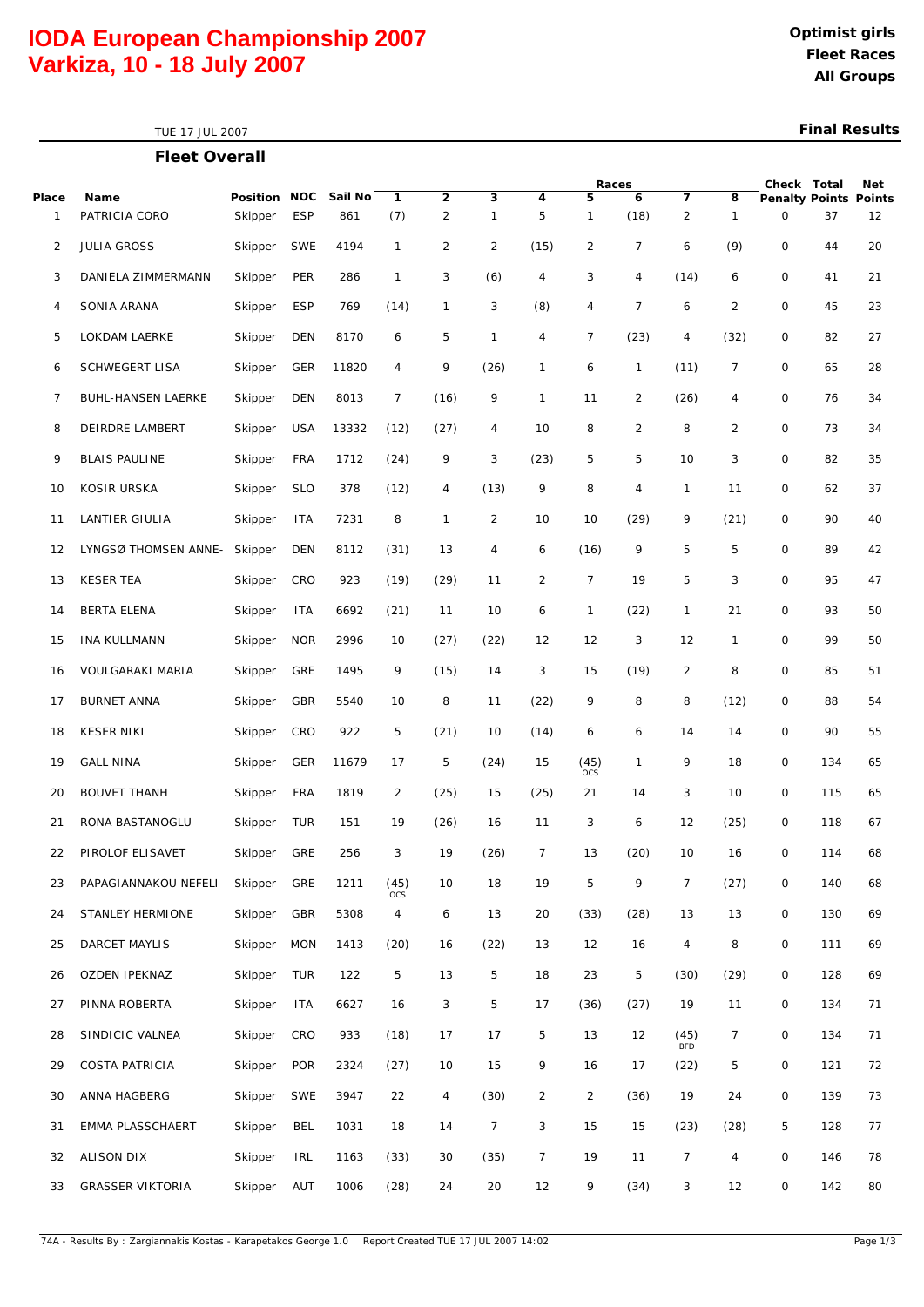# IODA European Championship 2007
# Varkiza, 10 - 18 July 2007

**Optimist girls**
**Fleet Races**
**All Groups**

TUE 17 JUL 2007

**Final Results**

## Fleet Overall

| Place | Name | Position | NOC | Sail No | Races 1 | 2 | 3 | 4 | 5 | 6 | 7 | 8 | Check Penalty | Total Points | Net Points |
|---|---|---|---|---|---|---|---|---|---|---|---|---|---|---|---|
| 1 | PATRICIA CORO | Skipper | ESP | 861 | (7) | 2 | 1 | 5 | 1 | (18) | 2 | 1 | 0 | 37 | 12 |
| 2 | JULIA GROSS | Skipper | SWE | 4194 | 1 | 2 | 2 | (15) | 2 | 7 | 6 | (9) | 0 | 44 | 20 |
| 3 | DANIELA ZIMMERMANN | Skipper | PER | 286 | 1 | 3 | (6) | 4 | 3 | 4 | (14) | 6 | 0 | 41 | 21 |
| 4 | SONIA ARANA | Skipper | ESP | 769 | (14) | 1 | 3 | (8) | 4 | 7 | 6 | 2 | 0 | 45 | 23 |
| 5 | LOKDAM LAERKE | Skipper | DEN | 8170 | 6 | 5 | 1 | 4 | 7 | (23) | 4 | (32) | 0 | 82 | 27 |
| 6 | SCHWEGERT LISA | Skipper | GER | 11820 | 4 | 9 | (26) | 1 | 6 | 1 | (11) | 7 | 0 | 65 | 28 |
| 7 | BUHL-HANSEN LAERKE | Skipper | DEN | 8013 | 7 | (16) | 9 | 1 | 11 | 2 | (26) | 4 | 0 | 76 | 34 |
| 8 | DEIRDRE LAMBERT | Skipper | USA | 13332 | (12) | (27) | 4 | 10 | 8 | 2 | 8 | 2 | 0 | 73 | 34 |
| 9 | BLAIS PAULINE | Skipper | FRA | 1712 | (24) | 9 | 3 | (23) | 5 | 5 | 10 | 3 | 0 | 82 | 35 |
| 10 | KOSIR URSKA | Skipper | SLO | 378 | (12) | 4 | (13) | 9 | 8 | 4 | 1 | 11 | 0 | 62 | 37 |
| 11 | LANTIER GIULIA | Skipper | ITA | 7231 | 8 | 1 | 2 | 10 | 10 | (29) | 9 | (21) | 0 | 90 | 40 |
| 12 | LYNGSØ THOMSEN ANNE- | Skipper | DEN | 8112 | (31) | 13 | 4 | 6 | (16) | 9 | 5 | 5 | 0 | 89 | 42 |
| 13 | KESER TEA | Skipper | CRO | 923 | (19) | (29) | 11 | 2 | 7 | 19 | 5 | 3 | 0 | 95 | 47 |
| 14 | BERTA ELENA | Skipper | ITA | 6692 | (21) | 11 | 10 | 6 | 1 | (22) | 1 | 21 | 0 | 93 | 50 |
| 15 | INA KULLMANN | Skipper | NOR | 2996 | 10 | (27) | (22) | 12 | 12 | 3 | 12 | 1 | 0 | 99 | 50 |
| 16 | VOULGARAKI MARIA | Skipper | GRE | 1495 | 9 | (15) | 14 | 3 | 15 | (19) | 2 | 8 | 0 | 85 | 51 |
| 17 | BURNET ANNA | Skipper | GBR | 5540 | 10 | 8 | 11 | (22) | 9 | 8 | 8 | (12) | 0 | 88 | 54 |
| 18 | KESER NIKI | Skipper | CRO | 922 | 5 | (21) | 10 | (14) | 6 | 6 | 14 | 14 | 0 | 90 | 55 |
| 19 | GALL NINA | Skipper | GER | 11679 | 17 | 5 | (24) | 15 | (45) OCS | 1 | 9 | 18 | 0 | 134 | 65 |
| 20 | BOUVET THANH | Skipper | FRA | 1819 | 2 | (25) | 15 | (25) | 21 | 14 | 3 | 10 | 0 | 115 | 65 |
| 21 | RONA BASTANOGLU | Skipper | TUR | 151 | 19 | (26) | 16 | 11 | 3 | 6 | 12 | (25) | 0 | 118 | 67 |
| 22 | PIROLOF ELISAVET | Skipper | GRE | 256 | 3 | 19 | (26) | 7 | 13 | (20) | 10 | 16 | 0 | 114 | 68 |
| 23 | PAPAGIANNAKOU NEFELI | Skipper | GRE | 1211 | (45) OCS | 10 | 18 | 19 | 5 | 9 | 7 | (27) | 0 | 140 | 68 |
| 24 | STANLEY HERMIONE | Skipper | GBR | 5308 | 4 | 6 | 13 | 20 | (33) | (28) | 13 | 13 | 0 | 130 | 69 |
| 25 | DARCET MAYLIS | Skipper | MON | 1413 | (20) | 16 | (22) | 13 | 12 | 16 | 4 | 8 | 0 | 111 | 69 |
| 26 | OZDEN IPEKNAZ | Skipper | TUR | 122 | 5 | 13 | 5 | 18 | 23 | 5 | (30) | (29) | 0 | 128 | 69 |
| 27 | PINNA ROBERTA | Skipper | ITA | 6627 | 16 | 3 | 5 | 17 | (36) | (27) | 19 | 11 | 0 | 134 | 71 |
| 28 | SINDICIC VALNEA | Skipper | CRO | 933 | (18) | 17 | 17 | 5 | 13 | 12 | (45) BFD | 7 | 0 | 134 | 71 |
| 29 | COSTA PATRICIA | Skipper | POR | 2324 | (27) | 10 | 15 | 9 | 16 | 17 | (22) | 5 | 0 | 121 | 72 |
| 30 | ANNA HAGBERG | Skipper | SWE | 3947 | 22 | 4 | (30) | 2 | 2 | (36) | 19 | 24 | 0 | 139 | 73 |
| 31 | EMMA PLASSCHAERT | Skipper | BEL | 1031 | 18 | 14 | 7 | 3 | 15 | 15 | (23) | (28) | 5 | 128 | 77 |
| 32 | ALISON DIX | Skipper | IRL | 1163 | (33) | 30 | (35) | 7 | 19 | 11 | 7 | 4 | 0 | 146 | 78 |
| 33 | GRASSER VIKTORIA | Skipper | AUT | 1006 | (28) | 24 | 20 | 12 | 9 | (34) | 3 | 12 | 0 | 142 | 80 |

74A - Results By : Zargiannakis Kostas - Karapetakos George 1.0 Report Created TUE 17 JUL 2007 14:02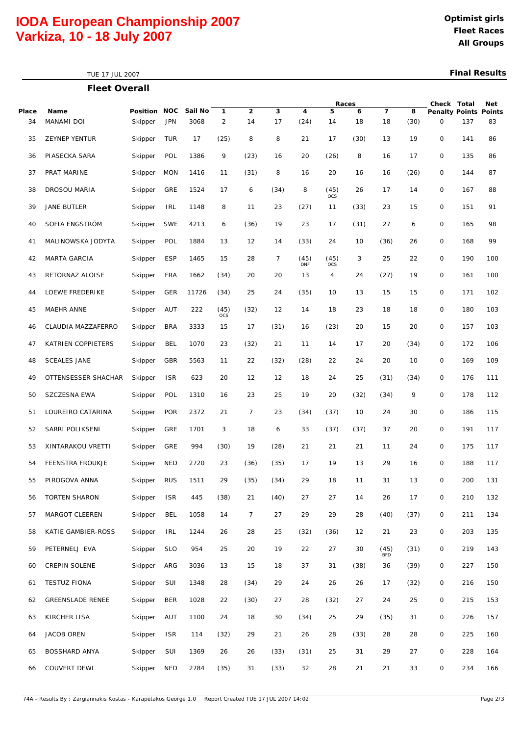# IODA European Championship 2007
## Varkiza, 10 - 18 July 2007

**Optimist girls**
**Fleet Races**
**All Groups**

TUE 17 JUL 2007

**Final Results**

### Fleet Overall

| Place | Name | Position | NOC | Sail No | Races 1 | 2 | 3 | 4 | 5 | 6 | 7 | 8 | Check Penalty | Total Points | Net Points |
|---|---|---|---|---|---|---|---|---|---|---|---|---|---|---|---|
| 34 | MANAMI DOI | Skipper | JPN | 3068 | 2 | 14 | 17 | (24) | 14 | 18 | 18 | (30) | 0 | 137 | 83 |
| 35 | ZEYNEP YENTUR | Skipper | TUR | 17 | (25) | 8 | 8 | 21 | 17 | (30) | 13 | 19 | 0 | 141 | 86 |
| 36 | PIASECKA SARA | Skipper | POL | 1386 | 9 | (23) | 16 | 20 | (26) | 8 | 16 | 17 | 0 | 135 | 86 |
| 37 | PRAT MARINE | Skipper | MON | 1416 | 11 | (31) | 8 | 16 | 20 | 16 | 16 | (26) | 0 | 144 | 87 |
| 38 | DROSOU MARIA | Skipper | GRE | 1524 | 17 | 6 | (34) | 8 | (45) OCS | 26 | 17 | 14 | 0 | 167 | 88 |
| 39 | JANE BUTLER | Skipper | IRL | 1148 | 8 | 11 | 23 | (27) | 11 | (33) | 23 | 15 | 0 | 151 | 91 |
| 40 | SOFIA ENGSTRÖM | Skipper | SWE | 4213 | 6 | (36) | 19 | 23 | 17 | (31) | 27 | 6 | 0 | 165 | 98 |
| 41 | MALINOWSKA JODYTA | Skipper | POL | 1884 | 13 | 12 | 14 | (33) | 24 | 10 | (36) | 26 | 0 | 168 | 99 |
| 42 | MARTA GARCIA | Skipper | ESP | 1465 | 15 | 28 | 7 | (45) DNF | (45) OCS | 3 | 25 | 22 | 0 | 190 | 100 |
| 43 | RETORNAZ ALOISE | Skipper | FRA | 1662 | (34) | 20 | 20 | 13 | 4 | 24 | (27) | 19 | 0 | 161 | 100 |
| 44 | LOEWE FREDERIKE | Skipper | GER | 11726 | (34) | 25 | 24 | (35) | 10 | 13 | 15 | 15 | 0 | 171 | 102 |
| 45 | MAEHR ANNE | Skipper | AUT | 222 | (45) OCS | (32) | 12 | 14 | 18 | 23 | 18 | 18 | 0 | 180 | 103 |
| 46 | CLAUDIA MAZZAFERRO | Skipper | BRA | 3333 | 15 | 17 | (31) | 16 | (23) | 20 | 15 | 20 | 0 | 157 | 103 |
| 47 | KATRIEN COPPIETERS | Skipper | BEL | 1070 | 23 | (32) | 21 | 11 | 14 | 17 | 20 | (34) | 0 | 172 | 106 |
| 48 | SCEALES JANE | Skipper | GBR | 5563 | 11 | 22 | (32) | (28) | 22 | 24 | 20 | 10 | 0 | 169 | 109 |
| 49 | OTTENSESSER SHACHAR | Skipper | ISR | 623 | 20 | 12 | 12 | 18 | 24 | 25 | (31) | (34) | 0 | 176 | 111 |
| 50 | SZCZESNA EWA | Skipper | POL | 1310 | 16 | 23 | 25 | 19 | 20 | (32) | (34) | 9 | 0 | 178 | 112 |
| 51 | LOUREIRO CATARINA | Skipper | POR | 2372 | 21 | 7 | 23 | (34) | (37) | 10 | 24 | 30 | 0 | 186 | 115 |
| 52 | SARRI POLIKSENI | Skipper | GRE | 1701 | 3 | 18 | 6 | 33 | (37) | (37) | 37 | 20 | 0 | 191 | 117 |
| 53 | XINTARAKOU VRETTI | Skipper | GRE | 994 | (30) | 19 | (28) | 21 | 21 | 21 | 11 | 24 | 0 | 175 | 117 |
| 54 | FEENSTRA FROUKJE | Skipper | NED | 2720 | 23 | (36) | (35) | 17 | 19 | 13 | 29 | 16 | 0 | 188 | 117 |
| 55 | PIROGOVA ANNA | Skipper | RUS | 1511 | 29 | (35) | (34) | 29 | 18 | 11 | 31 | 13 | 0 | 200 | 131 |
| 56 | TORTEN SHARON | Skipper | ISR | 445 | (38) | 21 | (40) | 27 | 27 | 14 | 26 | 17 | 0 | 210 | 132 |
| 57 | MARGOT CLEEREN | Skipper | BEL | 1058 | 14 | 7 | 27 | 29 | 29 | 28 | (40) | (37) | 0 | 211 | 134 |
| 58 | KATIE GAMBIER-ROSS | Skipper | IRL | 1244 | 26 | 28 | 25 | (32) | (36) | 12 | 21 | 23 | 0 | 203 | 135 |
| 59 | PETERNELJ EVA | Skipper | SLO | 954 | 25 | 20 | 19 | 22 | 27 | 30 | (45) BFD | (31) | 0 | 219 | 143 |
| 60 | CREPIN SOLENE | Skipper | ARG | 3036 | 13 | 15 | 18 | 37 | 31 | (38) | 36 | (39) | 0 | 227 | 150 |
| 61 | TESTUZ FIONA | Skipper | SUI | 1348 | 28 | (34) | 29 | 24 | 26 | 26 | 17 | (32) | 0 | 216 | 150 |
| 62 | GREENSLADE RENEE | Skipper | BER | 1028 | 22 | (30) | 27 | 28 | (32) | 27 | 24 | 25 | 0 | 215 | 153 |
| 63 | KIRCHER LISA | Skipper | AUT | 1100 | 24 | 18 | 30 | (34) | 25 | 29 | (35) | 31 | 0 | 226 | 157 |
| 64 | JACOB OREN | Skipper | ISR | 114 | (32) | 29 | 21 | 26 | 28 | (33) | 28 | 28 | 0 | 225 | 160 |
| 65 | BOSSHARD ANYA | Skipper | SUI | 1369 | 26 | 26 | (33) | (31) | 25 | 31 | 29 | 27 | 0 | 228 | 164 |
| 66 | COUVERT DEWL | Skipper | NED | 2784 | (35) | 31 | (33) | 32 | 28 | 21 | 21 | 33 | 0 | 234 | 166 |

74A - Results By : Zargiannakis Kostas - Karapetakos George 1.0 Report Created TUE 17 JUL 2007 14:02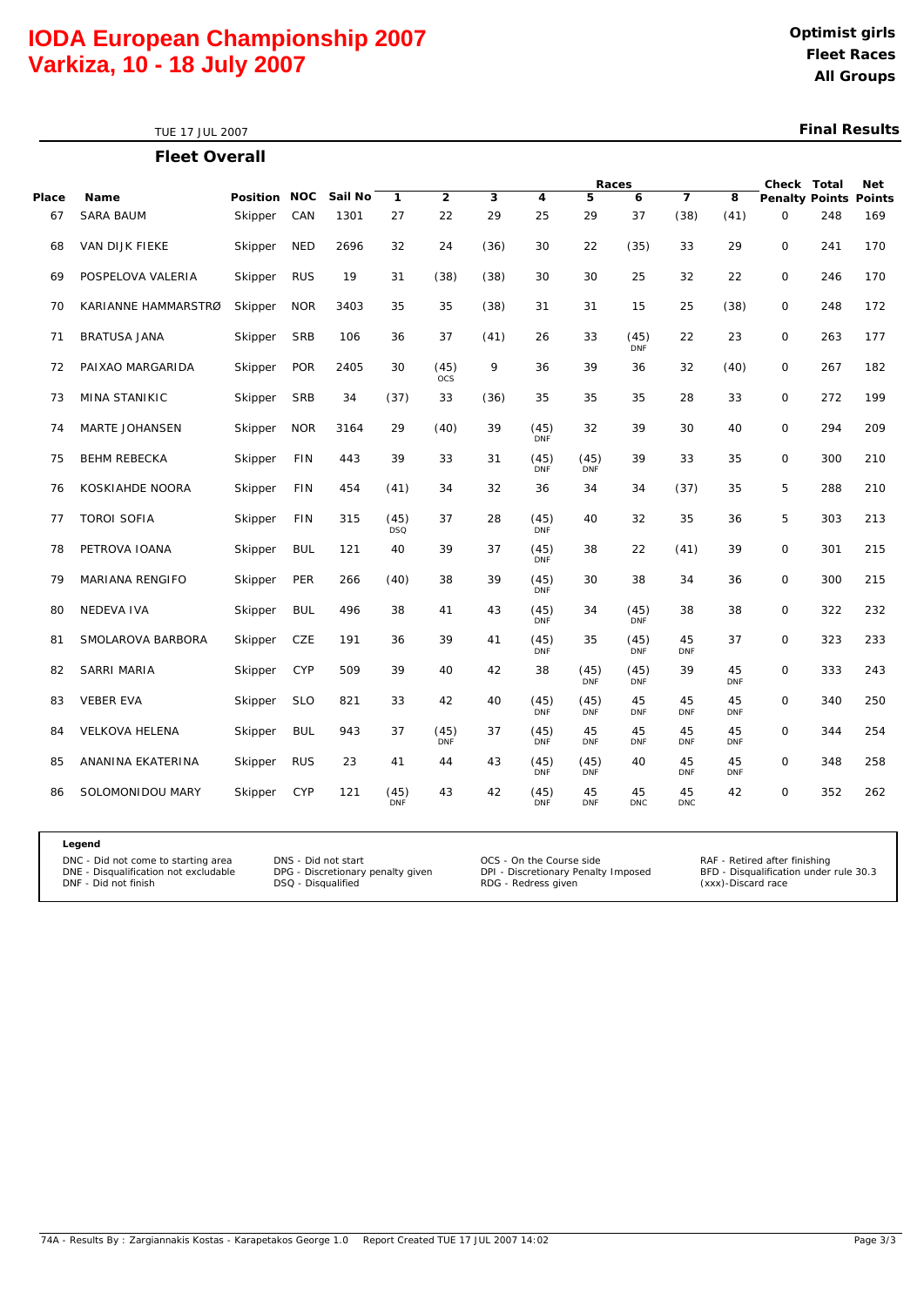# IODA European Championship 2007
# Varkiza, 10 - 18 July 2007

**Optimist girls**
**Fleet Races**
**All Groups**

TUE 17 JUL 2007

**Final Results**

## Fleet Overall

| Place | Name | Position | NOC | Sail No | 1 | 2 | 3 | 4 | 5 | 6 | 7 | 8 | Check Penalty | Total Points | Net Points |
|---|---|---|---|---|---|---|---|---|---|---|---|---|---|---|---|
| 67 | SARA BAUM | Skipper | CAN | 1301 | 27 | 22 | 29 | 25 | 29 | 37 | (38) | (41) | 0 | 248 | 169 |
| 68 | VAN DIJK FIEKE | Skipper | NED | 2696 | 32 | 24 | (36) | 30 | 22 | (35) | 33 | 29 | 0 | 241 | 170 |
| 69 | POSPELOVA VALERIA | Skipper | RUS | 19 | 31 | (38) | (38) | 30 | 30 | 25 | 32 | 22 | 0 | 246 | 170 |
| 70 | KARIANNE HAMMARSTRØ | Skipper | NOR | 3403 | 35 | 35 | (38) | 31 | 31 | 15 | 25 | (38) | 0 | 248 | 172 |
| 71 | BRATUSA JANA | Skipper | SRB | 106 | 36 | 37 | (41) | 26 | 33 | (45) DNF | 22 | 23 | 0 | 263 | 177 |
| 72 | PAIXAO MARGARIDA | Skipper | POR | 2405 | 30 | (45) OCS | 9 | 36 | 39 | 36 | 32 | (40) | 0 | 267 | 182 |
| 73 | MINA STANIKIC | Skipper | SRB | 34 | (37) | 33 | (36) | 35 | 35 | 35 | 28 | 33 | 0 | 272 | 199 |
| 74 | MARTE JOHANSEN | Skipper | NOR | 3164 | 29 | (40) | 39 | (45) DNF | 32 | 39 | 30 | 40 | 0 | 294 | 209 |
| 75 | BEHM REBECKA | Skipper | FIN | 443 | 39 | 33 | 31 | (45) DNF | (45) DNF | 39 | 33 | 35 | 0 | 300 | 210 |
| 76 | KOSKIAHDE NOORA | Skipper | FIN | 454 | (41) | 34 | 32 | 36 | 34 | 34 | (37) | 35 | 5 | 288 | 210 |
| 77 | TOROI SOFIA | Skipper | FIN | 315 | (45) DSQ | 37 | 28 | (45) DNF | 40 | 32 | 35 | 36 | 5 | 303 | 213 |
| 78 | PETROVA IOANA | Skipper | BUL | 121 | 40 | 39 | 37 | (45) DNF | 38 | 22 | (41) | 39 | 0 | 301 | 215 |
| 79 | MARIANA RENGIFO | Skipper | PER | 266 | (40) | 38 | 39 | (45) DNF | 30 | 38 | 34 | 36 | 0 | 300 | 215 |
| 80 | NEDEVA IVA | Skipper | BUL | 496 | 38 | 41 | 43 | (45) DNF | 34 | (45) DNF | 38 | 38 | 0 | 322 | 232 |
| 81 | SMOLAROVA BARBORA | Skipper | CZE | 191 | 36 | 39 | 41 | (45) DNF | 35 | (45) DNF | 45 DNF | 37 | 0 | 323 | 233 |
| 82 | SARRI MARIA | Skipper | CYP | 509 | 39 | 40 | 42 | 38 | (45) DNF | (45) DNF | 39 | 45 DNF | 0 | 333 | 243 |
| 83 | VEBER EVA | Skipper | SLO | 821 | 33 | 42 | 40 | (45) DNF | (45) DNF | 45 DNF | 45 DNF | 45 DNF | 0 | 340 | 250 |
| 84 | VELKOVA HELENA | Skipper | BUL | 943 | 37 | (45) DNF | 37 | (45) DNF | 45 DNF | 45 DNF | 45 DNF | 45 DNF | 0 | 344 | 254 |
| 85 | ANANINA EKATERINA | Skipper | RUS | 23 | 41 | 44 | 43 | (45) DNF | (45) DNF | 40 | 45 DNF | 45 DNF | 0 | 348 | 258 |
| 86 | SOLOMONIDOU MARY | Skipper | CYP | 121 | (45) DNF | 43 | 42 | (45) DNF | 45 DNF | 45 DNC | 45 DNC | 42 | 0 | 352 | 262 |

**Legend**

DNC - Did not come to starting area
DNE - Disqualification not excludable
DNF - Did not finish
DNS - Did not start
DPG - Discretionary penalty given
DSQ - Disqualified
OCS - On the Course side
DPI - Discretionary Penalty Imposed
RDG - Redress given
RAF - Retired after finishing
BFD - Disqualification under rule 30.3
(xxx)-Discard race

74A - Results By : Zargiannakis Kostas - Karapetakos George 1.0 Report Created TUE 17 JUL 2007 14:02